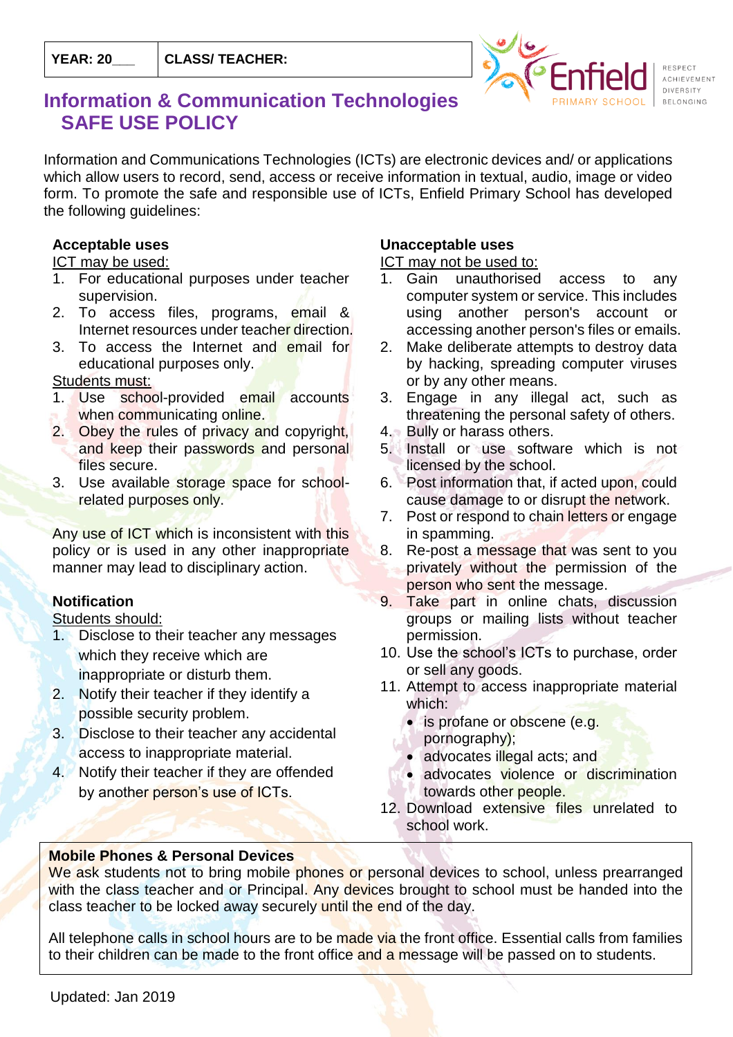| YEAR: 20___ | CLASS/ TEACHER: |
|---|---|

# Information & Communication Technologies SAFE USE POLICY

Information and Communications Technologies (ICTs) are electronic devices and/ or applications which allow users to record, send, access or receive information in textual, audio, image or video form. To promote the safe and responsible use of ICTs, Enfield Primary School has developed the following guidelines:

## Acceptable uses

ICT may be used:

1. For educational purposes under teacher supervision.
2. To access files, programs, email & Internet resources under teacher direction.
3. To access the Internet and email for educational purposes only.

Students must:

1. Use school-provided email accounts when communicating online.
2. Obey the rules of privacy and copyright, and keep their passwords and personal files secure.
3. Use available storage space for school-related purposes only.

Any use of ICT which is inconsistent with this policy or is used in any other inappropriate manner may lead to disciplinary action.

## Notification

Students should:

1. Disclose to their teacher any messages which they receive which are inappropriate or disturb them.
2. Notify their teacher if they identify a possible security problem.
3. Disclose to their teacher any accidental access to inappropriate material.
4. Notify their teacher if they are offended by another person's use of ICTs.

## Unacceptable uses

ICT may not be used to:

1. Gain unauthorised access to any computer system or service. This includes using another person's account or accessing another person's files or emails.
2. Make deliberate attempts to destroy data by hacking, spreading computer viruses or by any other means.
3. Engage in any illegal act, such as threatening the personal safety of others.
4. Bully or harass others.
5. Install or use software which is not licensed by the school.
6. Post information that, if acted upon, could cause damage to or disrupt the network.
7. Post or respond to chain letters or engage in spamming.
8. Re-post a message that was sent to you privately without the permission of the person who sent the message.
9. Take part in online chats, discussion groups or mailing lists without teacher permission.
10. Use the school's ICTs to purchase, order or sell any goods.
11. Attempt to access inappropriate material which:
    - is profane or obscene (e.g. pornography);
    - advocates illegal acts; and
    - advocates violence or discrimination towards other people.
12. Download extensive files unrelated to school work.

## Mobile Phones & Personal Devices

We ask students not to bring mobile phones or personal devices to school, unless prearranged with the class teacher and or Principal. Any devices brought to school must be handed into the class teacher to be locked away securely until the end of the day.

All telephone calls in school hours are to be made via the front office. Essential calls from families to their children can be made to the front office and a message will be passed on to students.

Updated: Jan 2019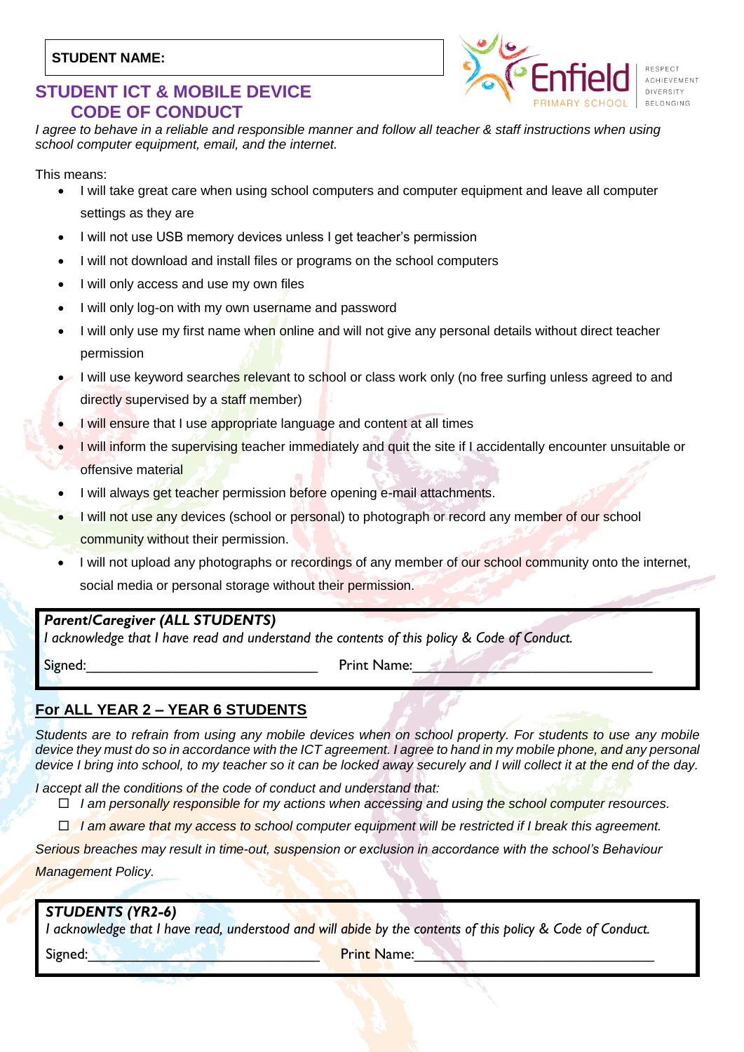**STUDENT NAME:**

Enfield PRIMARY SCHOOL

RESPECT
ACHIEVEMENT
DIVERSITY
BELONGING

## STUDENT ICT & MOBILE DEVICE CODE OF CONDUCT

*I agree to behave in a reliable and responsible manner and follow all teacher & staff instructions when using school computer equipment, email, and the internet.*

This means:

- I will take great care when using school computers and computer equipment and leave all computer settings as they are
- I will not use USB memory devices unless I get teacher's permission
- I will not download and install files or programs on the school computers
- I will only access and use my own files
- I will only log-on with my own username and password
- I will only use my first name when online and will not give any personal details without direct teacher permission
- I will use keyword searches relevant to school or class work only (no free surfing unless agreed to and directly supervised by a staff member)
- I will ensure that I use appropriate language and content at all times
- I will inform the supervising teacher immediately and quit the site if I accidentally encounter unsuitable or offensive material
- I will always get teacher permission before opening e-mail attachments.
- I will not use any devices (school or personal) to photograph or record any member of our school community without their permission.
- I will not upload any photographs or recordings of any member of our school community onto the internet, social media or personal storage without their permission.

***Parent/Caregiver (ALL STUDENTS)***

*I acknowledge that I have read and understand the contents of this policy & Code of Conduct.*

Signed:______________________________ Print Name:______________________________

## For ALL YEAR 2 – YEAR 6 STUDENTS

*Students are to refrain from using any mobile devices when on school property. For students to use any mobile device they must do so in accordance with the ICT agreement. I agree to hand in my mobile phone, and any personal device I bring into school, to my teacher so it can be locked away securely and I will collect it at the end of the day.*

*I accept all the conditions of the code of conduct and understand that:*

- ☐ *I am personally responsible for my actions when accessing and using the school computer resources.*
- ☐ *I am aware that my access to school computer equipment will be restricted if I break this agreement.*

*Serious breaches may result in time-out, suspension or exclusion in accordance with the school's Behaviour Management Policy.*

***STUDENTS (YR2-6)***

*I acknowledge that I have read, understood and will abide by the contents of this policy & Code of Conduct.*

Signed:______________________________ Print Name:______________________________